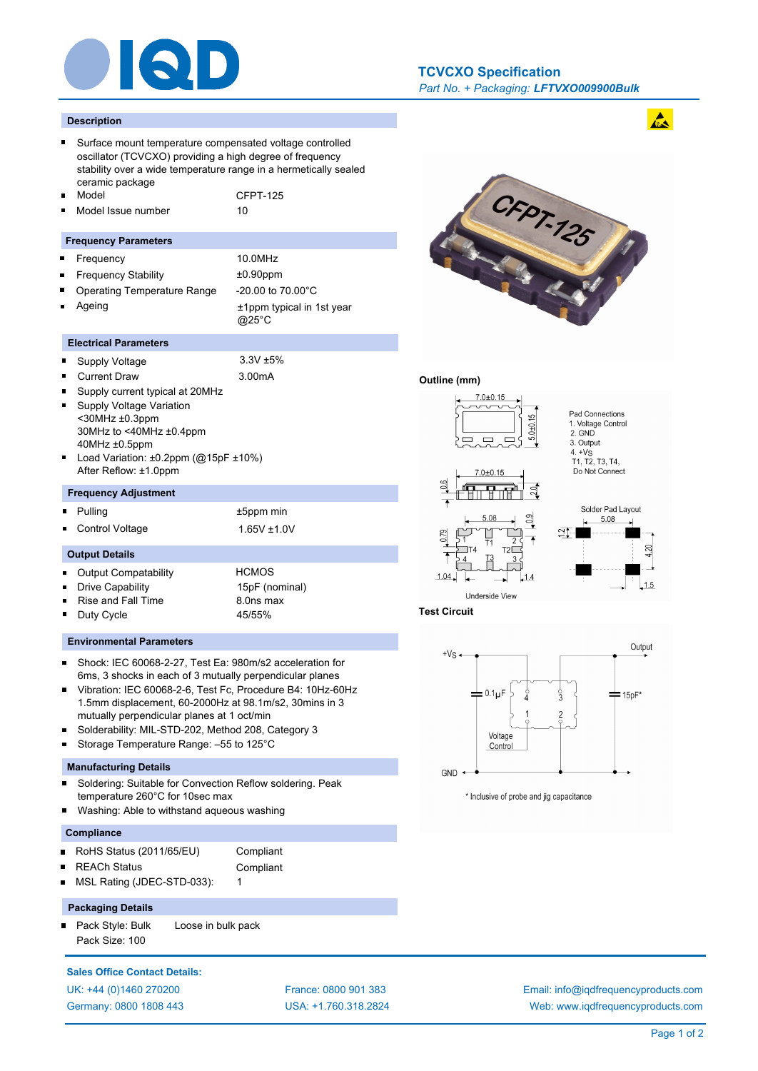# TCVCXO Specification

*Part No. + Packaging:* ***LFTVXO009900Bulk***

## Description

- Surface mount temperature compensated voltage controlled oscillator (TCVCXO) providing a high degree of frequency stability over a wide temperature range in a hermetically sealed ceramic package
- Model: CFPT-125
- Model Issue number: 10

## Frequency Parameters

- Frequency: 10.0MHz
- Frequency Stability: ±0.90ppm
- Operating Temperature Range: -20.00 to 70.00°C
- Ageing: ±1ppm typical in 1st year @25°C

## Electrical Parameters

- Supply Voltage: 3.3V ±5%
- Current Draw: 3.00mA
- Supply current typical at 20MHz
- Supply Voltage Variation
  <30MHz ±0.3ppm
  30MHz to <40MHz ±0.4ppm
  40MHz ±0.5ppm
- Load Variation: ±0.2ppm (@15pF ±10%)
  After Reflow: ±1.0ppm

## Frequency Adjustment

- Pulling: ±5ppm min
- Control Voltage: 1.65V ±1.0V

## Output Details

- Output Compatability: HCMOS
- Drive Capability: 15pF (nominal)
- Rise and Fall Time: 8.0ns max
- Duty Cycle: 45/55%

## Environmental Parameters

- Shock: IEC 60068-2-27, Test Ea: 980m/s2 acceleration for 6ms, 3 shocks in each of 3 mutually perpendicular planes
- Vibration: IEC 60068-2-6, Test Fc, Procedure B4: 10Hz-60Hz 1.5mm displacement, 60-2000Hz at 98.1m/s2, 30mins in 3 mutually perpendicular planes at 1 oct/min
- Solderability: MIL-STD-202, Method 208, Category 3
- Storage Temperature Range: –55 to 125°C

## Manufacturing Details

- Soldering: Suitable for Convection Reflow soldering. Peak temperature 260°C for 10sec max
- Washing: Able to withstand aqueous washing

## Compliance

- RoHS Status (2011/65/EU): Compliant
- REACh Status: Compliant
- MSL Rating (JDEC-STD-033): 1

## Packaging Details

- Pack Style: Bulk — Loose in bulk pack
  Pack Size: 100

## Outline (mm)

7.0±0.15; 5.0±0.15; 2.0; 0.6; 5.08; 0.9; 0.79; 1.04; 1.4

Pad Connections
1. Voltage Control
2. GND
3. Output
4. +Vs
T1, T2, T3, T4, Do Not Connect

Underside View

Solder Pad Layout: 5.08; 1.2; 4.20; 1.5

## Test Circuit

+Vs; Output; 0.1μF; 15pF*; Voltage Control; GND

\* Inclusive of probe and jig capacitance

**Sales Office Contact Details:**

UK: +44 (0)1460 270200
Germany: 0800 1808 443
France: 0800 901 383
USA: +1.760.318.2824
Email: info@iqdfrequencyproducts.com
Web: www.iqdfrequencyproducts.com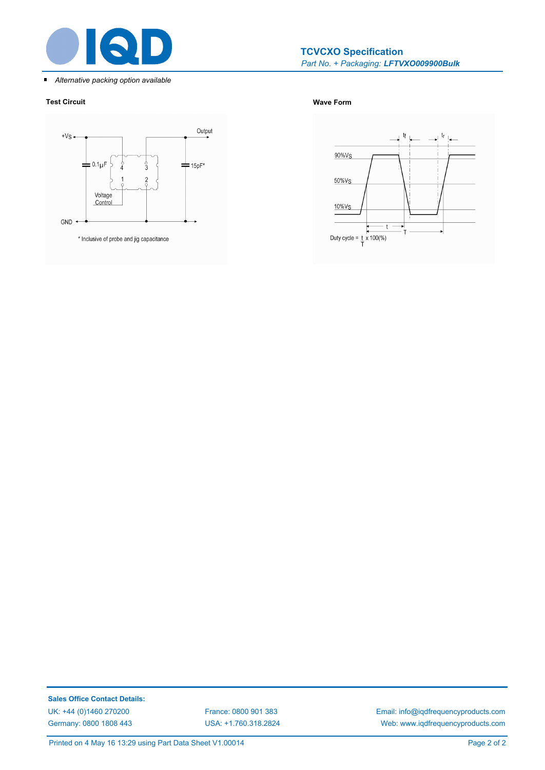- *Alternative packing option available*

**Test Circuit**

+Vs

Output

0.1μF

4

3

1

2

15pF*

Voltage Control

GND

* Inclusive of probe and jig capacitance

**Wave Form**

$t_f$

$t_r$

90%Vs

50%Vs

10%Vs

t

T

Duty cycle = $\frac{t}{T}$ x 100(%)

**Sales Office Contact Details:**

UK: +44 (0)1460 270200
Germany: 0800 1808 443

France: 0800 901 383
USA: +1.760.318.2824

Email: info@iqdfrequencyproducts.com
Web: www.iqdfrequencyproducts.com

Printed on 4 May 16 13:29 using Part Data Sheet V1.00014